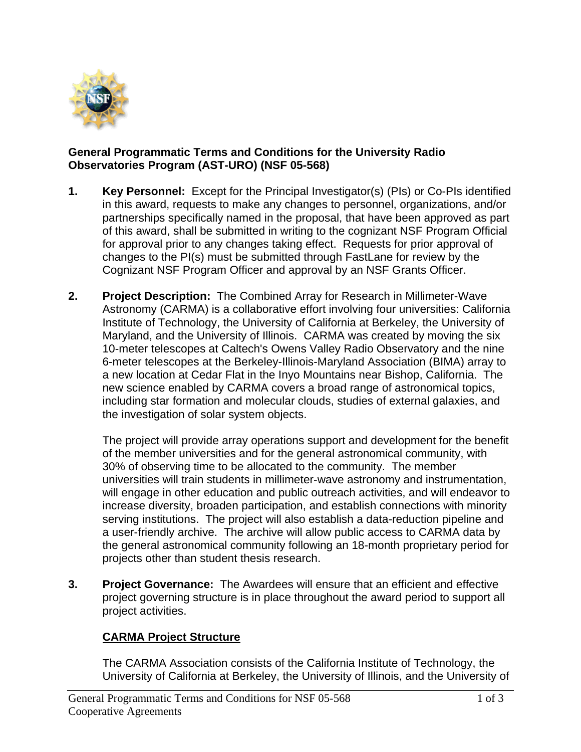**General Programmatic Terms and Conditions for the University Radio Observatories Program (AST-URO) (NSF 05-568)**

1. **Key Personnel:** Except for the Principal Investigator(s) (PIs) or Co-PIs identified in this award, requests to make any changes to personnel, organizations, and/or partnerships specifically named in the proposal, that have been approved as part of this award, shall be submitted in writing to the cognizant NSF Program Official for approval prior to any changes taking effect. Requests for prior approval of changes to the PI(s) must be submitted through FastLane for review by the Cognizant NSF Program Officer and approval by an NSF Grants Officer.

2. **Project Description:** The Combined Array for Research in Millimeter-Wave Astronomy (CARMA) is a collaborative effort involving four universities: California Institute of Technology, the University of California at Berkeley, the University of Maryland, and the University of Illinois. CARMA was created by moving the six 10-meter telescopes at Caltech's Owens Valley Radio Observatory and the nine 6-meter telescopes at the Berkeley-Illinois-Maryland Association (BIMA) array to a new location at Cedar Flat in the Inyo Mountains near Bishop, California. The new science enabled by CARMA covers a broad range of astronomical topics, including star formation and molecular clouds, studies of external galaxies, and the investigation of solar system objects.

   The project will provide array operations support and development for the benefit of the member universities and for the general astronomical community, with 30% of observing time to be allocated to the community. The member universities will train students in millimeter-wave astronomy and instrumentation, will engage in other education and public outreach activities, and will endeavor to increase diversity, broaden participation, and establish connections with minority serving institutions. The project will also establish a data-reduction pipeline and a user-friendly archive. The archive will allow public access to CARMA data by the general astronomical community following an 18-month proprietary period for projects other than student thesis research.

3. **Project Governance:** The Awardees will ensure that an efficient and effective project governing structure is in place throughout the award period to support all project activities.

   **CARMA Project Structure**

   The CARMA Association consists of the California Institute of Technology, the University of California at Berkeley, the University of Illinois, and the University of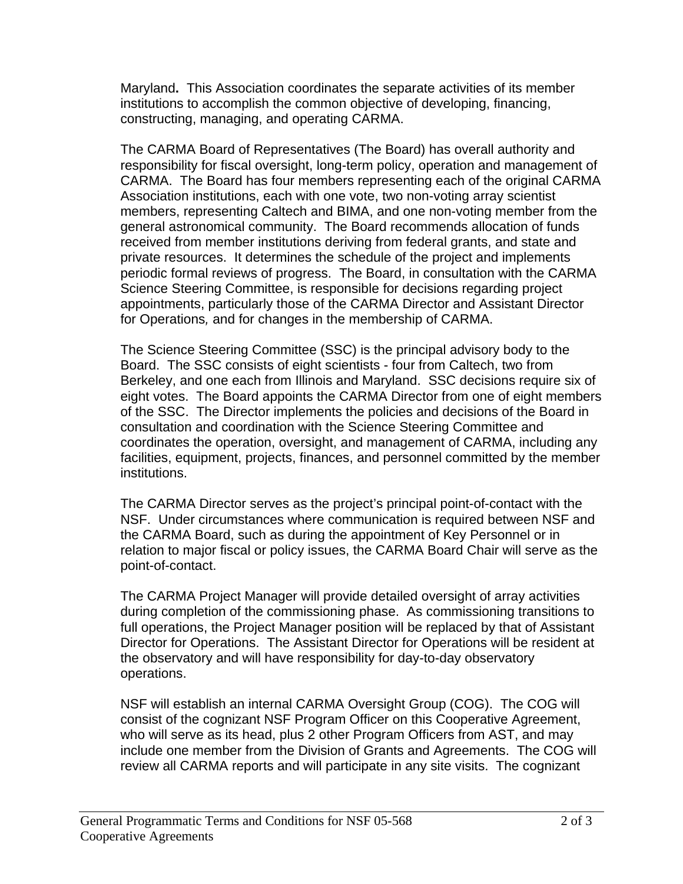Maryland**.** This Association coordinates the separate activities of its member institutions to accomplish the common objective of developing, financing, constructing, managing, and operating CARMA.

The CARMA Board of Representatives (The Board) has overall authority and responsibility for fiscal oversight, long-term policy, operation and management of CARMA. The Board has four members representing each of the original CARMA Association institutions, each with one vote, two non-voting array scientist members, representing Caltech and BIMA, and one non-voting member from the general astronomical community. The Board recommends allocation of funds received from member institutions deriving from federal grants, and state and private resources. It determines the schedule of the project and implements periodic formal reviews of progress. The Board, in consultation with the CARMA Science Steering Committee, is responsible for decisions regarding project appointments, particularly those of the CARMA Director and Assistant Director for Operations*,* and for changes in the membership of CARMA.

The Science Steering Committee (SSC) is the principal advisory body to the Board. The SSC consists of eight scientists - four from Caltech, two from Berkeley, and one each from Illinois and Maryland. SSC decisions require six of eight votes. The Board appoints the CARMA Director from one of eight members of the SSC. The Director implements the policies and decisions of the Board in consultation and coordination with the Science Steering Committee and coordinates the operation, oversight, and management of CARMA, including any facilities, equipment, projects, finances, and personnel committed by the member institutions.

The CARMA Director serves as the project's principal point-of-contact with the NSF. Under circumstances where communication is required between NSF and the CARMA Board, such as during the appointment of Key Personnel or in relation to major fiscal or policy issues, the CARMA Board Chair will serve as the point-of-contact.

The CARMA Project Manager will provide detailed oversight of array activities during completion of the commissioning phase. As commissioning transitions to full operations, the Project Manager position will be replaced by that of Assistant Director for Operations. The Assistant Director for Operations will be resident at the observatory and will have responsibility for day-to-day observatory operations.

NSF will establish an internal CARMA Oversight Group (COG). The COG will consist of the cognizant NSF Program Officer on this Cooperative Agreement, who will serve as its head, plus 2 other Program Officers from AST, and may include one member from the Division of Grants and Agreements. The COG will review all CARMA reports and will participate in any site visits. The cognizant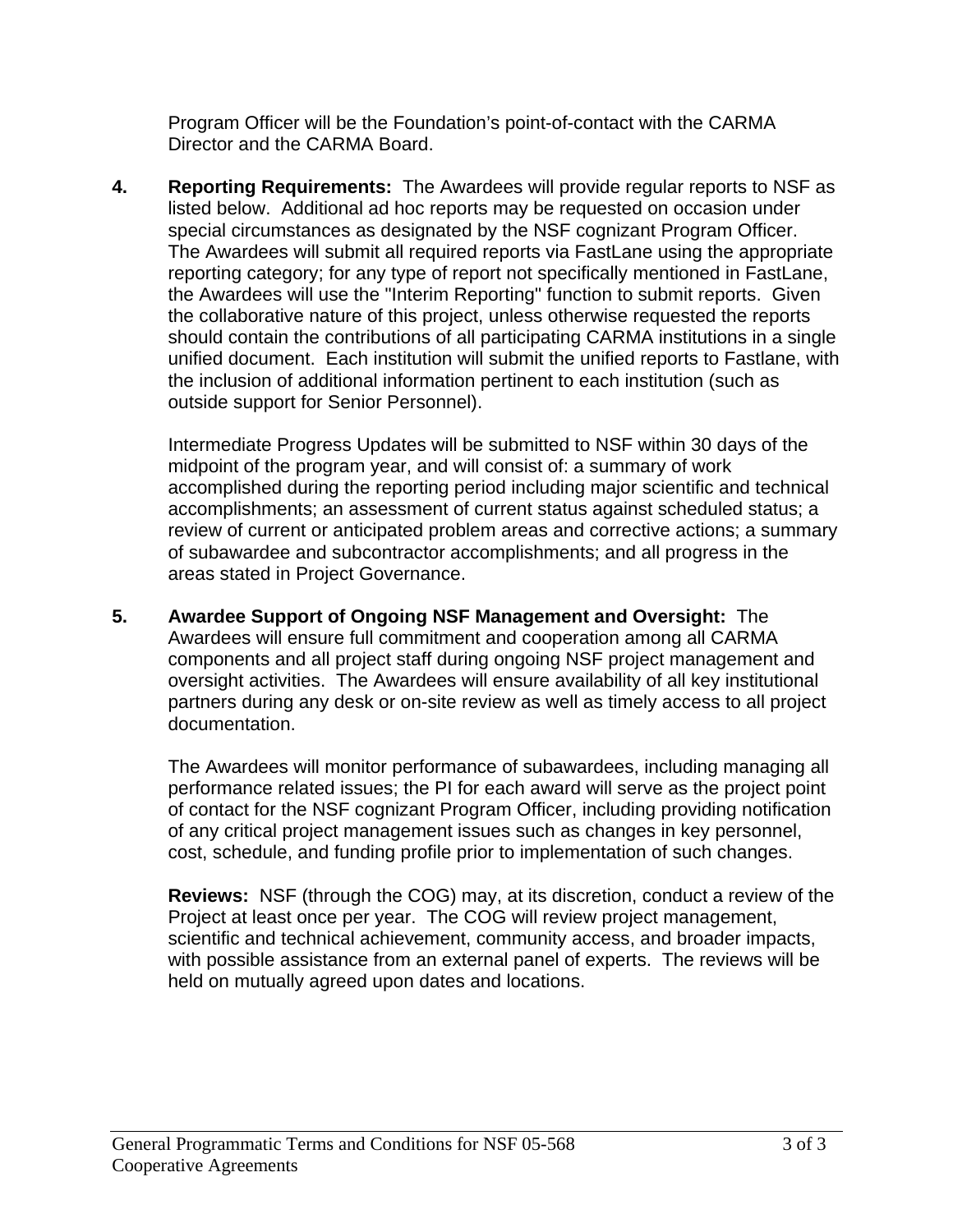Program Officer will be the Foundation's point-of-contact with the CARMA Director and the CARMA Board.

**4. Reporting Requirements:** The Awardees will provide regular reports to NSF as listed below. Additional ad hoc reports may be requested on occasion under special circumstances as designated by the NSF cognizant Program Officer. The Awardees will submit all required reports via FastLane using the appropriate reporting category; for any type of report not specifically mentioned in FastLane, the Awardees will use the "Interim Reporting" function to submit reports. Given the collaborative nature of this project, unless otherwise requested the reports should contain the contributions of all participating CARMA institutions in a single unified document. Each institution will submit the unified reports to Fastlane, with the inclusion of additional information pertinent to each institution (such as outside support for Senior Personnel).

Intermediate Progress Updates will be submitted to NSF within 30 days of the midpoint of the program year, and will consist of: a summary of work accomplished during the reporting period including major scientific and technical accomplishments; an assessment of current status against scheduled status; a review of current or anticipated problem areas and corrective actions; a summary of subawardee and subcontractor accomplishments; and all progress in the areas stated in Project Governance.

**5. Awardee Support of Ongoing NSF Management and Oversight:** The Awardees will ensure full commitment and cooperation among all CARMA components and all project staff during ongoing NSF project management and oversight activities. The Awardees will ensure availability of all key institutional partners during any desk or on-site review as well as timely access to all project documentation.

The Awardees will monitor performance of subawardees, including managing all performance related issues; the PI for each award will serve as the project point of contact for the NSF cognizant Program Officer, including providing notification of any critical project management issues such as changes in key personnel, cost, schedule, and funding profile prior to implementation of such changes.

**Reviews:** NSF (through the COG) may, at its discretion, conduct a review of the Project at least once per year. The COG will review project management, scientific and technical achievement, community access, and broader impacts, with possible assistance from an external panel of experts. The reviews will be held on mutually agreed upon dates and locations.